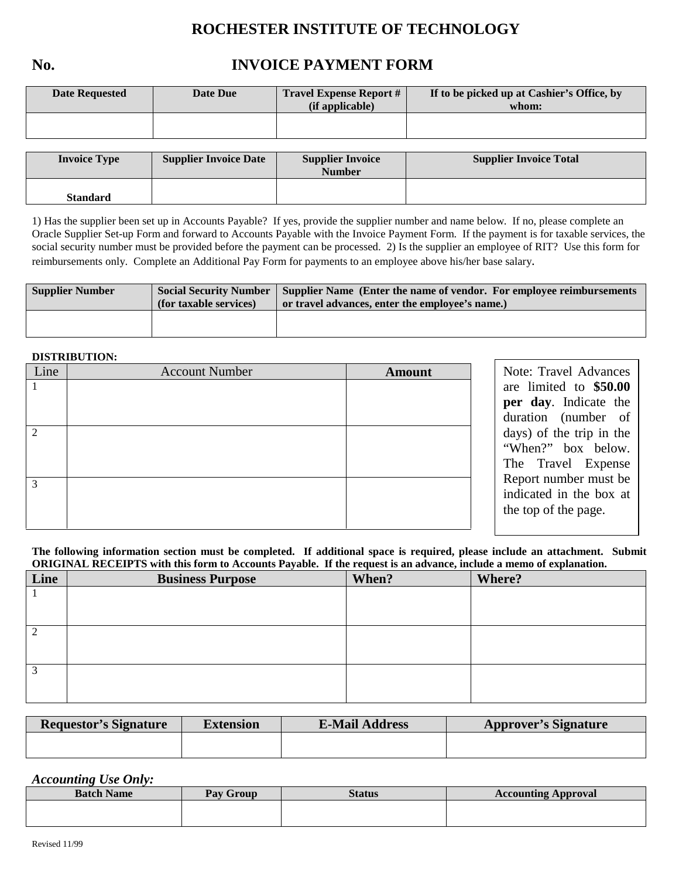# ROCHESTER INSTITUTE OF TECHNOLOGY

## No. INVOICE PAYMENT FORM

| Date Requested | Date Due | Travel Expense Report # (if applicable) | If to be picked up at Cashier's Office, by whom: |
|---|---|---|---|
| | | | |

| Invoice Type | Supplier Invoice Date | Supplier Invoice Number | Supplier Invoice Total |
|---|---|---|---|
| Standard | | | |

1) Has the supplier been set up in Accounts Payable? If yes, provide the supplier number and name below. If no, please complete an Oracle Supplier Set-up Form and forward to Accounts Payable with the Invoice Payment Form. If the payment is for taxable services, the social security number must be provided before the payment can be processed. 2) Is the supplier an employee of RIT? Use this form for reimbursements only. Complete an Additional Pay Form for payments to an employee above his/her base salary.

| Supplier Number | Social Security Number (for taxable services) | Supplier Name (Enter the name of vendor. For employee reimbursements or travel advances, enter the employee's name.) |
|---|---|---|
| | | |

**DISTRIBUTION:**

| Line | Account Number | Amount |
|---|---|---|
| 1 | | |
| 2 | | |
| 3 | | |

Note: Travel Advances are limited to **$50.00 per day**. Indicate the duration (number of days) of the trip in the "When?" box below. The Travel Expense Report number must be indicated in the box at the top of the page.

**The following information section must be completed. If additional space is required, please include an attachment. Submit ORIGINAL RECEIPTS with this form to Accounts Payable. If the request is an advance, include a memo of explanation.**

| Line | Business Purpose | When? | Where? |
|---|---|---|---|
| 1 | | | |
| 2 | | | |
| 3 | | | |

| Requestor's Signature | Extension | E-Mail Address | Approver's Signature |
|---|---|---|---|
| | | | |

***Accounting Use Only:***

| Batch Name | Pay Group | Status | Accounting Approval |
|---|---|---|---|
| | | | |

Revised 11/99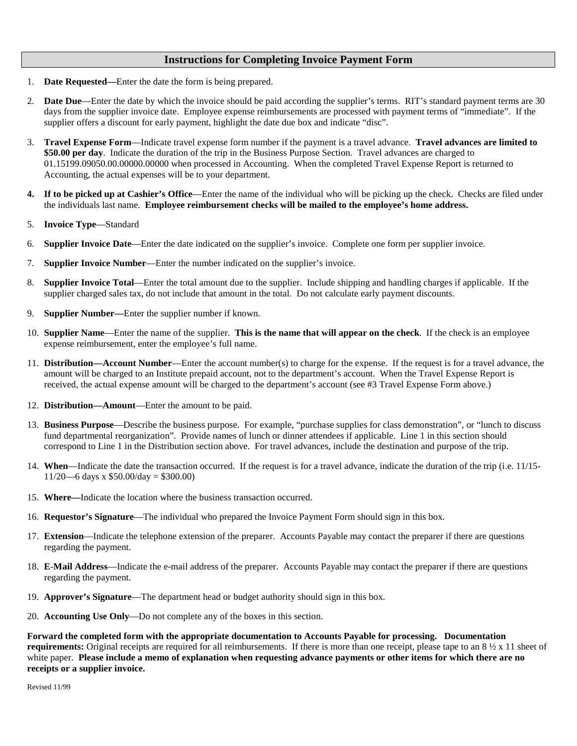## Instructions for Completing Invoice Payment Form

1. **Date Requested—**Enter the date the form is being prepared.
2. **Date Due**—Enter the date by which the invoice should be paid according the supplier's terms. RIT's standard payment terms are 30 days from the supplier invoice date. Employee expense reimbursements are processed with payment terms of "immediate". If the supplier offers a discount for early payment, highlight the date due box and indicate "disc".
3. **Travel Expense Form**—Indicate travel expense form number if the payment is a travel advance. **Travel advances are limited to $50.00 per day**. Indicate the duration of the trip in the Business Purpose Section. Travel advances are charged to 01.15199.09050.00.00000.00000 when processed in Accounting. When the completed Travel Expense Report is returned to Accounting, the actual expenses will be to your department.
4. **If to be picked up at Cashier's Office**—Enter the name of the individual who will be picking up the check. Checks are filed under the individuals last name. **Employee reimbursement checks will be mailed to the employee's home address.**
5. **Invoice Type**—Standard
6. **Supplier Invoice Date**—Enter the date indicated on the supplier's invoice. Complete one form per supplier invoice.
7. **Supplier Invoice Number**—Enter the number indicated on the supplier's invoice.
8. **Supplier Invoice Total**—Enter the total amount due to the supplier. Include shipping and handling charges if applicable. If the supplier charged sales tax, do not include that amount in the total. Do not calculate early payment discounts.
9. **Supplier Number—**Enter the supplier number if known.
10. **Supplier Name**—Enter the name of the supplier. **This is the name that will appear on the check**. If the check is an employee expense reimbursement, enter the employee's full name.
11. **Distribution—Account Number**—Enter the account number(s) to charge for the expense. If the request is for a travel advance, the amount will be charged to an Institute prepaid account, not to the department's account. When the Travel Expense Report is received, the actual expense amount will be charged to the department's account (see #3 Travel Expense Form above.)
12. **Distribution—Amount**—Enter the amount to be paid.
13. **Business Purpose**—Describe the business purpose. For example, "purchase supplies for class demonstration", or "lunch to discuss fund departmental reorganization". Provide names of lunch or dinner attendees if applicable. Line 1 in this section should correspond to Line 1 in the Distribution section above. For travel advances, include the destination and purpose of the trip.
14. **When**—Indicate the date the transaction occurred. If the request is for a travel advance, indicate the duration of the trip (i.e. 11/15-11/20—6 days x $50.00/day = $300.00)
15. **Where—**Indicate the location where the business transaction occurred.
16. **Requestor's Signature**—The individual who prepared the Invoice Payment Form should sign in this box.
17. **Extension**—Indicate the telephone extension of the preparer. Accounts Payable may contact the preparer if there are questions regarding the payment.
18. **E-Mail Address**—Indicate the e-mail address of the preparer. Accounts Payable may contact the preparer if there are questions regarding the payment.
19. **Approver's Signature**—The department head or budget authority should sign in this box.
20. **Accounting Use Only**—Do not complete any of the boxes in this section.

**Forward the completed form with the appropriate documentation to Accounts Payable for processing. Documentation requirements:** Original receipts are required for all reimbursements. If there is more than one receipt, please tape to an 8 ½ x 11 sheet of white paper. **Please include a memo of explanation when requesting advance payments or other items for which there are no receipts or a supplier invoice.**

Revised 11/99